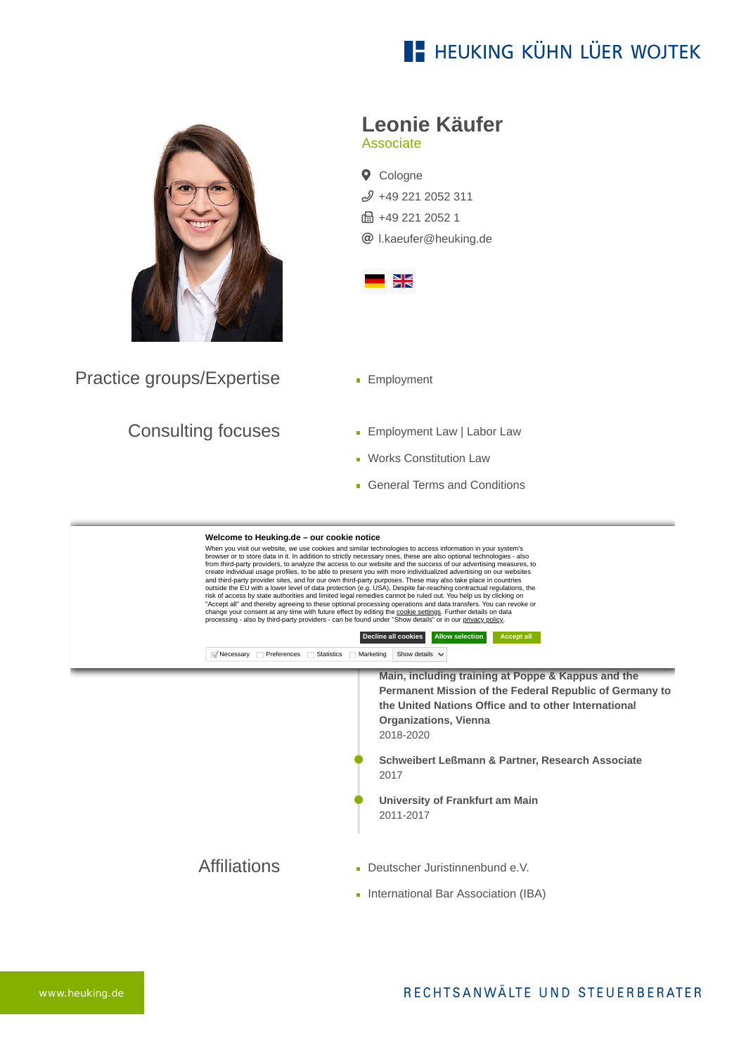# HEUKING KÜHN LÜER WOJTEK

## Leonie Käufer

Associate

Cologne

+49 221 2052 311

+49 221 2052 1

l.kaeufer@heuking.de

## Practice groups/Expertise

- Employment

## Consulting focuses

- Employment Law | Labor Law
- Works Constitution Law
- General Terms and Conditions

**Welcome to Heuking.de – our cookie notice**

When you visit our website, we use cookies and similar technologies to access information in your system's browser or to store data in it. In addition to strictly necessary ones, these are also optional technologies - also from third-party providers, to analyze the access to our website and the success of our advertising measures, to create individual usage profiles, to be able to present you with more individualized advertising on our websites and third-party provider sites, and for our own third-party purposes. These may also take place in countries outside the EU with a lower level of data protection (e.g. USA). Despite far-reaching contractual regulations, the risk of access by state authorities and limited legal remedies cannot be ruled out. You help us by clicking on "Accept all" and thereby agreeing to these optional processing operations and data transfers. You can revoke or change your consent at any time with future effect by editing the cookie settings. Further details on data processing - also by third-party providers - can be found under "Show details" or in our privacy policy.

Decline all cookies | Allow selection | Accept all

Necessary | Preferences | Statistics | Marketing | Show details

**Main, including training at Poppe & Kappus and the Permanent Mission of the Federal Republic of Germany to the United Nations Office and to other International Organizations, Vienna**
2018-2020

**Schweibert Leßmann & Partner, Research Associate**
2017

**University of Frankfurt am Main**
2011-2017

## Affiliations

- Deutscher Juristinnenbund e.V.
- International Bar Association (IBA)

www.heuking.de

RECHTSANWÄLTE UND STEUERBERATER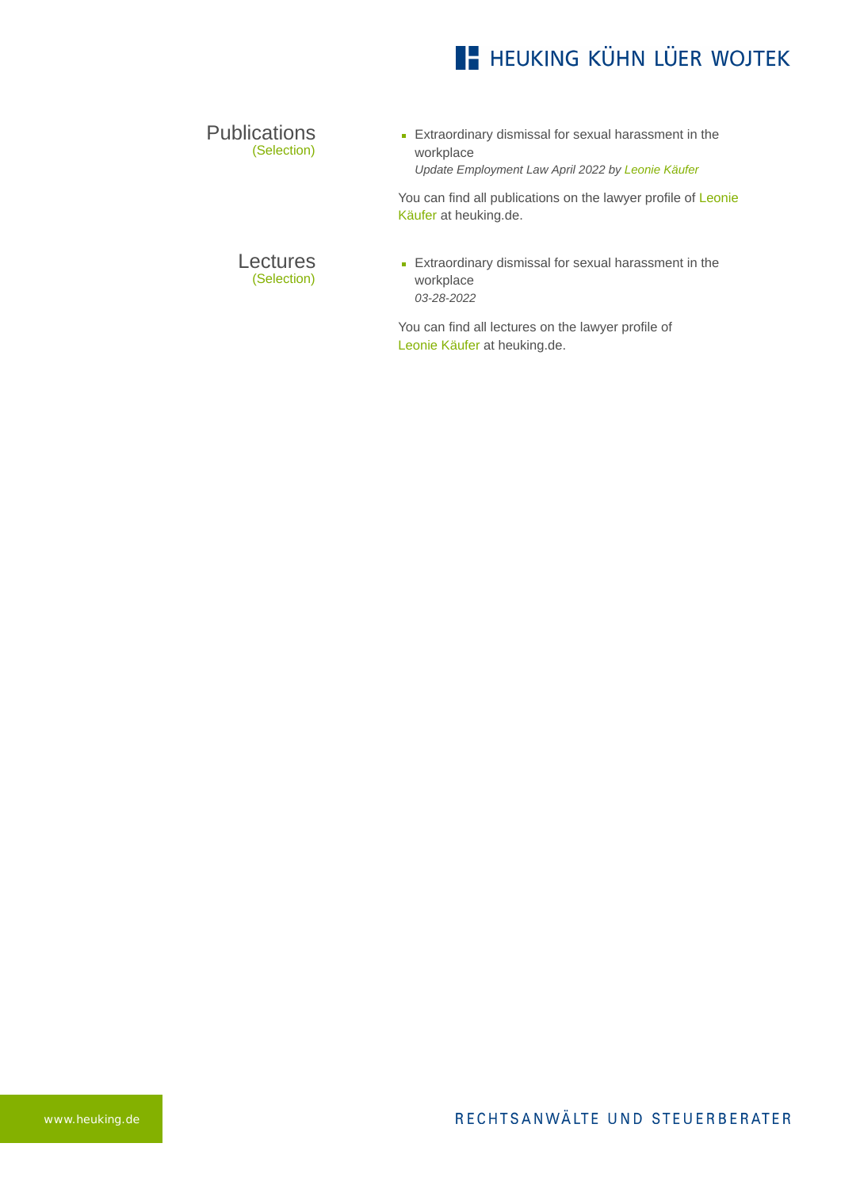## Publications
(Selection)

- Extraordinary dismissal for sexual harassment in the workplace
  *Update Employment Law April 2022 by Leonie Käufer*

You can find all publications on the lawyer profile of Leonie Käufer at heuking.de.

## Lectures
(Selection)

- Extraordinary dismissal for sexual harassment in the workplace
  *03-28-2022*

You can find all lectures on the lawyer profile of Leonie Käufer at heuking.de.